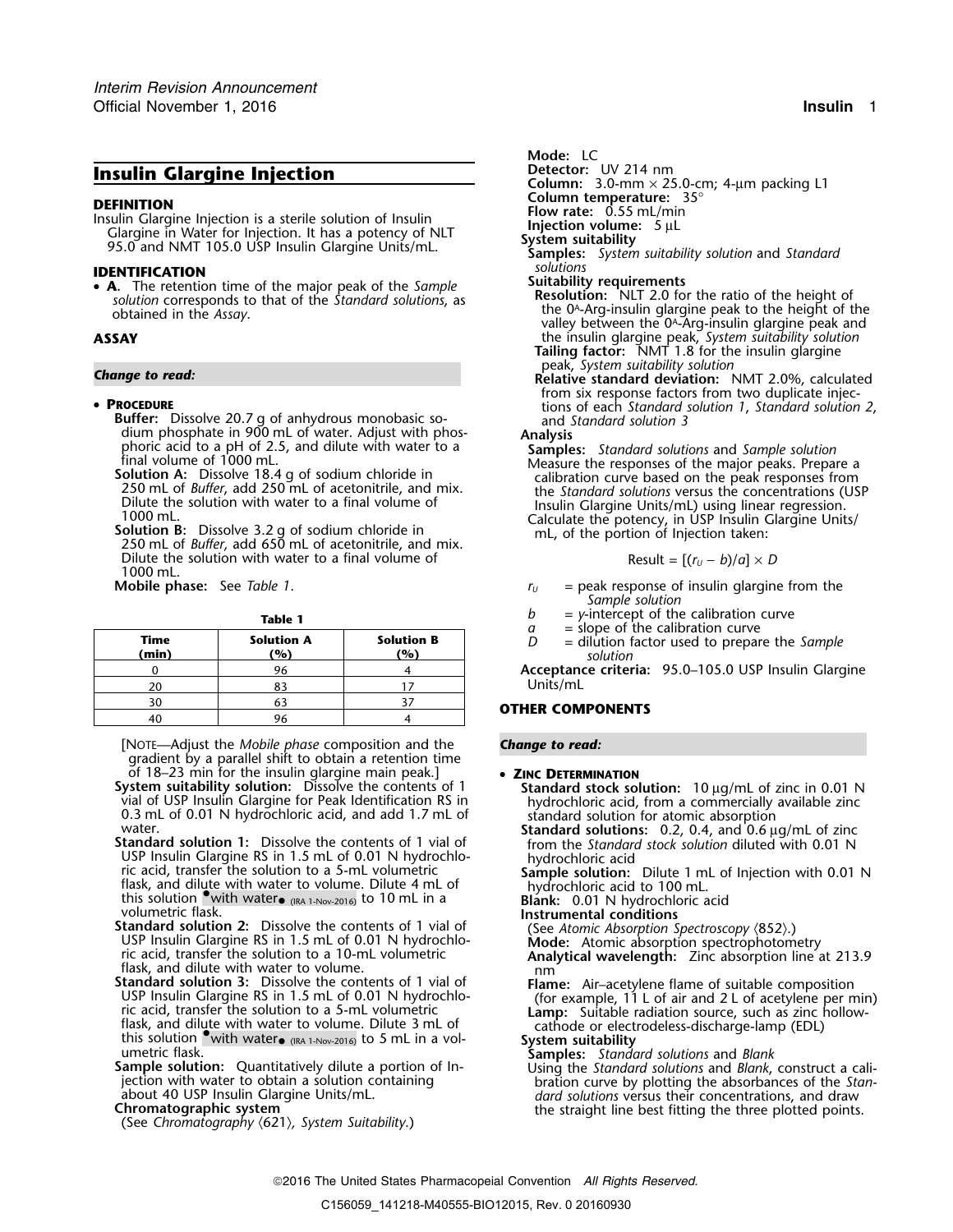# Insulin Glargine Injection

**DEFINITION**

Insulin Glargine Injection is a sterile solution of Insulin Glargine in Water for Injection. It has a potency of NLT 95.0 and NMT 105.0 USP Insulin Glargine Units/mL.

**IDENTIFICATION**

- **A.** The retention time of the major peak of the *Sample solution* corresponds to that of the *Standard solutions*, as obtained in the *Assay*.

**ASSAY**

***Change to read:***

- **PROCEDURE**

**Buffer:** Dissolve 20.7 g of anhydrous monobasic sodium phosphate in 900 mL of water. Adjust with phosphoric acid to a pH of 2.5, and dilute with water to a final volume of 1000 mL.

**Solution A:** Dissolve 18.4 g of sodium chloride in 250 mL of *Buffer*, add 250 mL of acetonitrile, and mix. Dilute the solution with water to a final volume of 1000 mL.

**Solution B:** Dissolve 3.2 g of sodium chloride in 250 mL of *Buffer*, add 650 mL of acetonitrile, and mix. Dilute the solution with water to a final volume of 1000 mL.

**Mobile phase:** See *Table 1*.

**Table 1**

| Time (min) | Solution A (%) | Solution B (%) |
|---|---|---|
| 0 | 96 | 4 |
| 20 | 83 | 17 |
| 30 | 63 | 37 |
| 40 | 96 | 4 |

[NOTE—Adjust the *Mobile phase* composition and the gradient by a parallel shift to obtain a retention time of 18–23 min for the insulin glargine main peak.]

**System suitability solution:** Dissolve the contents of 1 vial of USP Insulin Glargine for Peak Identification RS in 0.3 mL of 0.01 N hydrochloric acid, and add 1.7 mL of water.

**Standard solution 1:** Dissolve the contents of 1 vial of USP Insulin Glargine RS in 1.5 mL of 0.01 N hydrochloric acid, transfer the solution to a 5-mL volumetric flask, and dilute with water to volume. Dilute 4 mL of this solution •with water• (IRA 1-Nov-2016) to 10 mL in a volumetric flask.

**Standard solution 2:** Dissolve the contents of 1 vial of USP Insulin Glargine RS in 1.5 mL of 0.01 N hydrochloric acid, transfer the solution to a 10-mL volumetric flask, and dilute with water to volume.

**Standard solution 3:** Dissolve the contents of 1 vial of USP Insulin Glargine RS in 1.5 mL of 0.01 N hydrochloric acid, transfer the solution to a 5-mL volumetric flask, and dilute with water to volume. Dilute 3 mL of this solution •with water• (IRA 1-Nov-2016) to 5 mL in a volumetric flask.

**Sample solution:** Quantitatively dilute a portion of Injection with water to obtain a solution containing about 40 USP Insulin Glargine Units/mL.

**Chromatographic system**

(See *Chromatography* ⟨621⟩*, System Suitability*.)

**Mode:** LC

**Detector:** UV 214 nm

**Column:** 3.0-mm × 25.0-cm; 4-µm packing L1

**Column temperature:** 35°

**Flow rate:** 0.55 mL/min

**Injection volume:** 5 µL

**System suitability**

**Samples:** *System suitability solution* and *Standard solutions*

**Suitability requirements**

**Resolution:** NLT 2.0 for the ratio of the height of the $0^A$-Arg-insulin glargine peak to the height of the valley between the $0^A$-Arg-insulin glargine peak and the insulin glargine peak, *System suitability solution*

**Tailing factor:** NMT 1.8 for the insulin glargine peak, *System suitability solution*

**Relative standard deviation:** NMT 2.0%, calculated from six response factors from two duplicate injections of each *Standard solution 1*, *Standard solution 2*, and *Standard solution 3*

**Analysis**

**Samples:** *Standard solutions* and *Sample solution*

Measure the responses of the major peaks. Prepare a calibration curve based on the peak responses from the *Standard solutions* versus the concentrations (USP Insulin Glargine Units/mL) using linear regression.

Calculate the potency, in USP Insulin Glargine Units/mL, of the portion of Injection taken:

$$\text{Result} = [(r_U - b)/a] \times D$$

$r_U$ = peak response of insulin glargine from the *Sample solution*

$b$ = *y*-intercept of the calibration curve

$a$ = slope of the calibration curve

$D$ = dilution factor used to prepare the *Sample solution*

**Acceptance criteria:** 95.0–105.0 USP Insulin Glargine Units/mL

**OTHER COMPONENTS**

***Change to read:***

- **ZINC DETERMINATION**

**Standard stock solution:** 10 µg/mL of zinc in 0.01 N hydrochloric acid, from a commercially available zinc standard solution for atomic absorption

**Standard solutions:** 0.2, 0.4, and 0.6 µg/mL of zinc from the *Standard stock solution* diluted with 0.01 N hydrochloric acid

**Sample solution:** Dilute 1 mL of Injection with 0.01 N hydrochloric acid to 100 mL.

**Blank:** 0.01 N hydrochloric acid

**Instrumental conditions**

(See *Atomic Absorption Spectroscopy* ⟨852⟩.)

**Mode:** Atomic absorption spectrophotometry

**Analytical wavelength:** Zinc absorption line at 213.9 nm

**Flame:** Air–acetylene flame of suitable composition (for example, 11 L of air and 2 L of acetylene per min)

**Lamp:** Suitable radiation source, such as zinc hollow-cathode or electrodeless-discharge-lamp (EDL)

**System suitability**

**Samples:** *Standard solutions* and *Blank*

Using the *Standard solutions* and *Blank*, construct a calibration curve by plotting the absorbances of the *Standard solutions* versus their concentrations, and draw the straight line best fitting the three plotted points.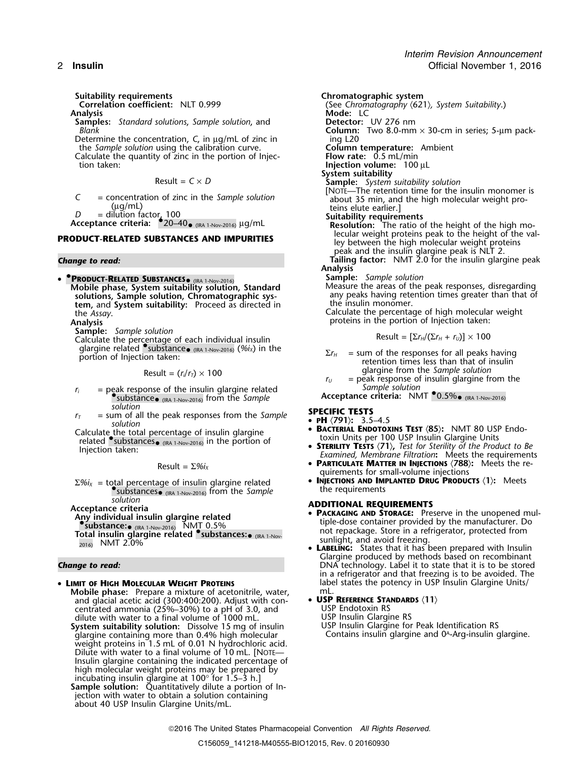**Suitability requirements**

**Correlation coefficient:** NLT 0.999

**Analysis**

**Samples:** *Standard solutions*, *Sample solution*, and *Blank*

Determine the concentration, *C*, in µg/mL of zinc in the *Sample solution* using the calibration curve.

Calculate the quantity of zinc in the portion of Injection taken:

$$\text{Result} = C \times D$$

$C$ = concentration of zinc in the *Sample solution* (µg/mL)

$D$ = dilution factor, 100

**Acceptance criteria:** •20–40• (IRA 1-Nov-2016) µg/mL

## PRODUCT-RELATED SUBSTANCES AND IMPURITIES

***Change to read:***

- **•PRODUCT-RELATED SUBSTANCES•** (IRA 1-Nov-2016)

  **Mobile phase, System suitability solution, Standard solutions, Sample solution, Chromatographic system,** and **System suitability:** Proceed as directed in the *Assay*.

  **Analysis**

  **Sample:** *Sample solution*

  Calculate the percentage of each individual insulin glargine related •substance• (IRA 1-Nov-2016) ($\%i_X$) in the portion of Injection taken:

  $$\text{Result} = (r_i/r_T) \times 100$$

  $r_i$ = peak response of the insulin glargine related •substance• (IRA 1-Nov-2016) from the *Sample solution*

  $r_T$ = sum of all the peak responses from the *Sample solution*

  Calculate the total percentage of insulin glargine related •substances• (IRA 1-Nov-2016) in the portion of Injection taken:

  $$\text{Result} = \Sigma\%i_X$$

  $\Sigma\%i_X$ = total percentage of insulin glargine related •substances• (IRA 1-Nov-2016) from the *Sample solution*

  **Acceptance criteria**

  **Any individual insulin glargine related •substance:•** (IRA 1-Nov-2016) NMT 0.5%

  **Total insulin glargine related •substances:•** (IRA 1-Nov-2016) NMT 2.0%

***Change to read:***

- **LIMIT OF HIGH MOLECULAR WEIGHT PROTEINS**

  **Mobile phase:** Prepare a mixture of acetonitrile, water, and glacial acetic acid (300:400:200). Adjust with concentrated ammonia (25%–30%) to a pH of 3.0, and dilute with water to a final volume of 1000 mL.

  **System suitability solution:** Dissolve 15 mg of insulin glargine containing more than 0.4% high molecular weight proteins in 1.5 mL of 0.01 N hydrochloric acid. Dilute with water to a final volume of 10 mL. [NOTE—Insulin glargine containing the indicated percentage of high molecular weight proteins may be prepared by incubating insulin glargine at 100° for 1.5–3 h.]

  **Sample solution:** Quantitatively dilute a portion of Injection with water to obtain a solution containing about 40 USP Insulin Glargine Units/mL.

  **Chromatographic system**

  (See *Chromatography* ⟨621⟩*, System Suitability*.)

  **Mode:** LC

  **Detector:** UV 276 nm

  **Column:** Two 8.0-mm × 30-cm in series; 5-µm packing L20

  **Column temperature:** Ambient

  **Flow rate:** 0.5 mL/min

  **Injection volume:** 100 µL

  **System suitability**

  **Sample:** *System suitability solution*

  [NOTE—The retention time for the insulin monomer is about 35 min, and the high molecular weight proteins elute earlier.]

  **Suitability requirements**

  **Resolution:** The ratio of the height of the high molecular weight proteins peak to the height of the valley between the high molecular weight proteins peak and the insulin glargine peak is NLT 2.

  **Tailing factor:** NMT 2.0 for the insulin glargine peak

  **Analysis**

  **Sample:** *Sample solution*

  Measure the areas of the peak responses, disregarding any peaks having retention times greater than that of the insulin monomer.

  Calculate the percentage of high molecular weight proteins in the portion of Injection taken:

  $$\text{Result} = [\Sigma r_H/(\Sigma r_H + r_U)] \times 100$$

  $\Sigma r_H$ = sum of the responses for all peaks having retention times less than that of insulin glargine from the *Sample solution*

  $r_U$ = peak response of insulin glargine from the *Sample solution*

  **Acceptance criteria:** NMT •0.5%• (IRA 1-Nov-2016)

## SPECIFIC TESTS

- **PH** ⟨791⟩**:** 3.5–4.5
- **BACTERIAL ENDOTOXINS TEST** ⟨85⟩**:** NMT 80 USP Endotoxin Units per 100 USP Insulin Glargine Units
- **STERILITY TESTS** ⟨71⟩**,** *Test for Sterility of the Product to Be Examined, Membrane Filtration***:** Meets the requirements
- **PARTICULATE MATTER IN INJECTIONS** ⟨788⟩**:** Meets the requirements for small-volume injections
- **INJECTIONS AND IMPLANTED DRUG PRODUCTS** ⟨1⟩**:** Meets the requirements

## ADDITIONAL REQUIREMENTS

- **PACKAGING AND STORAGE:** Preserve in the unopened multiple-dose container provided by the manufacturer. Do not repackage. Store in a refrigerator, protected from sunlight, and avoid freezing.
- **LABELING:** States that it has been prepared with Insulin Glargine produced by methods based on recombinant DNA technology. Label it to state that it is to be stored in a refrigerator and that freezing is to be avoided. The label states the potency in USP Insulin Glargine Units/mL.
- **USP REFERENCE STANDARDS** ⟨11⟩

  USP Endotoxin RS

  USP Insulin Glargine RS

  USP Insulin Glargine for Peak Identification RS

  Contains insulin glargine and $0^A$-Arg-insulin glargine.